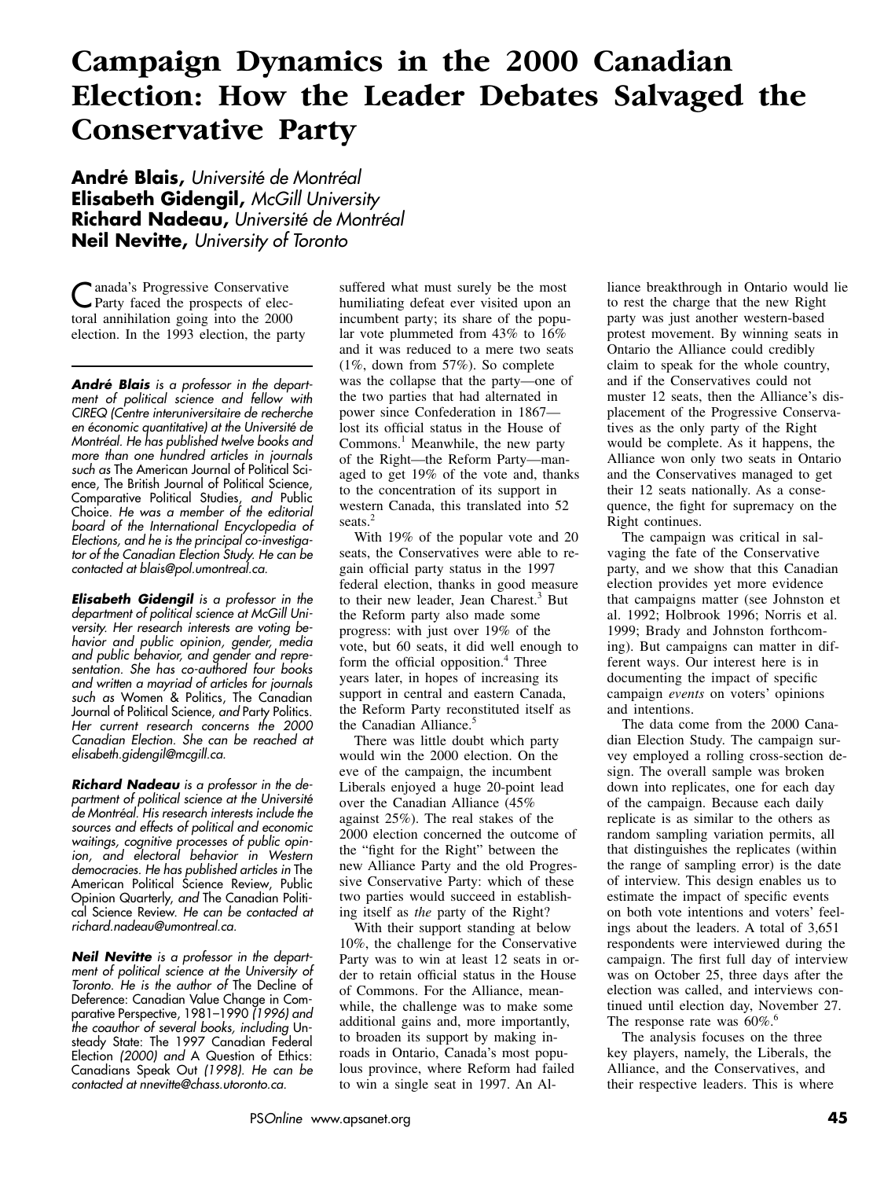# Campaign Dynamics in the 2000 Canadian Election: How the Leader Debates Salvaged the Conservative Party

**André Blais,** *Université de Montréal*
**Elisabeth Gidengil,** *McGill University*
**Richard Nadeau,** *Université de Montréal*
**Neil Nevitte,** *University of Toronto*

Canada's Progressive Conservative Party faced the prospects of electoral annihilation going into the 2000 election. In the 1993 election, the party suffered what must surely be the most humiliating defeat ever visited upon an incumbent party; its share of the popular vote plummeted from 43% to 16% and it was reduced to a mere two seats (1%, down from 57%). So complete was the collapse that the party—one of the two parties that had alternated in power since Confederation in 1867—lost its official status in the House of Commons.[1] Meanwhile, the new party of the Right—the Reform Party—managed to get 19% of the vote and, thanks to the concentration of its support in western Canada, this translated into 52 seats.[2]

With 19% of the popular vote and 20 seats, the Conservatives were able to regain official party status in the 1997 federal election, thanks in good measure to their new leader, Jean Charest.[3] But the Reform party also made some progress: with just over 19% of the vote, but 60 seats, it did well enough to form the official opposition.[4] Three years later, in hopes of increasing its support in central and eastern Canada, the Reform Party reconstituted itself as the Canadian Alliance.[5]

There was little doubt which party would win the 2000 election. On the eve of the campaign, the incumbent Liberals enjoyed a huge 20-point lead over the Canadian Alliance (45% against 25%). The real stakes of the 2000 election concerned the outcome of the "fight for the Right" between the new Alliance Party and the old Progressive Conservative Party: which of these two parties would succeed in establishing itself as *the* party of the Right?

With their support standing at below 10%, the challenge for the Conservative Party was to win at least 12 seats in order to retain official status in the House of Commons. For the Alliance, meanwhile, the challenge was to make some additional gains and, more importantly, to broaden its support by making inroads in Ontario, Canada's most populous province, where Reform had failed to win a single seat in 1997. An Alliance breakthrough in Ontario would lie to rest the charge that the new Right party was just another western-based protest movement. By winning seats in Ontario the Alliance could credibly claim to speak for the whole country, and if the Conservatives could not muster 12 seats, then the Alliance's displacement of the Progressive Conservatives as the only party of the Right would be complete. As it happens, the Alliance won only two seats in Ontario and the Conservatives managed to get their 12 seats nationally. As a consequence, the fight for supremacy on the Right continues.

The campaign was critical in salvaging the fate of the Conservative party, and we show that this Canadian election provides yet more evidence that campaigns matter (see Johnston et al. 1992; Holbrook 1996; Norris et al. 1999; Brady and Johnston forthcoming). But campaigns can matter in different ways. Our interest here is in documenting the impact of specific campaign *events* on voters' opinions and intentions.

The data come from the 2000 Canadian Election Study. The campaign survey employed a rolling cross-section design. The overall sample was broken down into replicates, one for each day of the campaign. Because each daily replicate is as similar to the others as random sampling variation permits, all that distinguishes the replicates (within the range of sampling error) is the date of interview. This design enables us to estimate the impact of specific events on both vote intentions and voters' feelings about the leaders. A total of 3,651 respondents were interviewed during the campaign. The first full day of interview was on October 25, three days after the election was called, and interviews continued until election day, November 27. The response rate was 60%.[6]

The analysis focuses on the three key players, namely, the Liberals, the Alliance, and the Conservatives, and their respective leaders. This is where

---

***André Blais*** *is a professor in the department of political science and fellow with CIREQ (Centre interuniversitaire de recherche en économic quantitative) at the Université de Montréal. He has published twelve books and more than one hundred articles in journals such as* The American Journal of Political Science, The British Journal of Political Science, Comparative Political Studies, *and* Public Choice. *He was a member of the editorial board of the International Encyclopedia of Elections, and he is the principal co-investigator of the Canadian Election Study. He can be contacted at blais@pol.umontreal.ca.*

***Elisabeth Gidengil*** *is a professor in the department of political science at McGill University. Her research interests are voting behavior and public opinion, gender, media and public behavior, and gender and representation. She has co-authored four books and written a mayriad of articles for journals such as* Women & Politics, The Canadian Journal of Political Science, *and* Party Politics. *Her current research concerns the 2000 Canadian Election. She can be reached at elisabeth.gidengil@mcgill.ca.*

***Richard Nadeau*** *is a professor in the department of political science at the Université de Montréal. His research interests include the sources and effects of political and economic waitings, cognitive processes of public opinion, and electoral behavior in Western democracies. He has published articles in* The American Political Science Review, Public Opinion Quarterly, *and* The Canadian Political Science Review. *He can be contacted at richard.nadeau@umontreal.ca.*

***Neil Nevitte*** *is a professor in the department of political science at the University of Toronto. He is the author of* The Decline of Deference: Canadian Value Change in Comparative Perspective, 1981–1990 *(1996) and the coauthor of several books, including* Unsteady State: The 1997 Canadian Federal Election *(2000) and* A Question of Ethics: Canadians Speak Out *(1998). He can be contacted at nnevitte@chass.utoronto.ca.*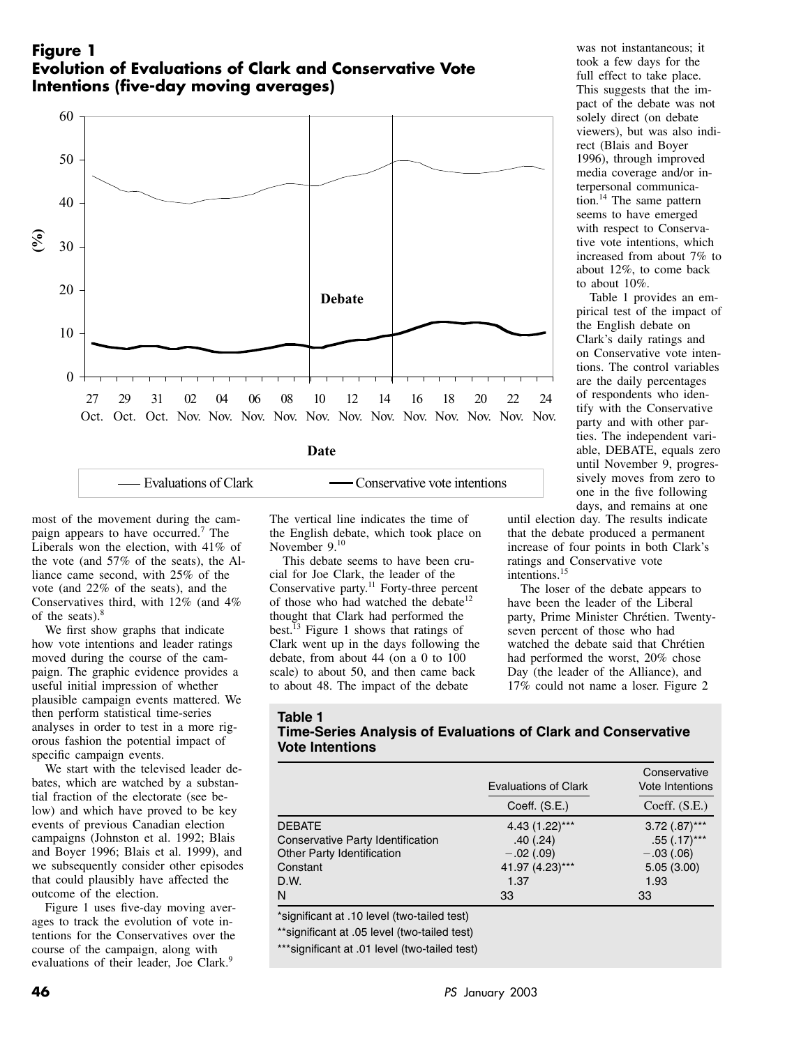**Figure 1**
**Evolution of Evaluations of Clark and Conservative Vote Intentions (five-day moving averages)**

most of the movement during the campaign appears to have occurred.[7] The Liberals won the election, with 41% of the vote (and 57% of the seats), the Alliance came second, with 25% of the vote (and 22% of the seats), and the Conservatives third, with 12% (and 4% of the seats).[8]

We first show graphs that indicate how vote intentions and leader ratings moved during the course of the campaign. The graphic evidence provides a useful initial impression of whether plausible campaign events mattered. We then perform statistical time-series analyses in order to test in a more rigorous fashion the potential impact of specific campaign events.

We start with the televised leader debates, which are watched by a substantial fraction of the electorate (see below) and which have proved to be key events of previous Canadian election campaigns (Johnston et al. 1992; Blais and Boyer 1996; Blais et al. 1999), and we subsequently consider other episodes that could plausibly have affected the outcome of the election.

Figure 1 uses five-day moving averages to track the evolution of vote intentions for the Conservatives over the course of the campaign, along with evaluations of their leader, Joe Clark.[9] The vertical line indicates the time of the English debate, which took place on November 9.[10]

This debate seems to have been crucial for Joe Clark, the leader of the Conservative party.[11] Forty-three percent of those who had watched the debate[12] thought that Clark had performed the best.[13] Figure 1 shows that ratings of Clark went up in the days following the debate, from about 44 (on a 0 to 100 scale) to about 50, and then came back to about 48. The impact of the debate was not instantaneous; it took a few days for the full effect to take place. This suggests that the impact of the debate was not solely direct (on debate viewers), but was also indirect (Blais and Boyer 1996), through improved media coverage and/or interpersonal communication.[14] The same pattern seems to have emerged with respect to Conservative vote intentions, which increased from about 7% to about 12%, to come back to about 10%.

Table 1 provides an empirical test of the impact of the English debate on Clark's daily ratings and on Conservative vote intentions. The control variables are the daily percentages of respondents who identify with the Conservative party and with other parties. The independent variable, DEBATE, equals zero until November 9, progressively moves from zero to one in the five following days, and remains at one until election day. The results indicate that the debate produced a permanent increase of four points in both Clark's ratings and Conservative vote intentions.[15]

The loser of the debate appears to have been the leader of the Liberal party, Prime Minister Chrétien. Twenty-seven percent of those who had watched the debate said that Chrétien had performed the worst, 20% chose Day (the leader of the Alliance), and 17% could not name a loser. Figure 2

**Table 1**
**Time-Series Analysis of Evaluations of Clark and Conservative Vote Intentions**

| | Evaluations of Clark | Conservative Vote Intentions |
|---|---|---|
| | Coeff. (S.E.) | Coeff. (S.E.) |
| DEBATE | 4.43 (1.22)*** | 3.72 (.87)*** |
| Conservative Party Identification | .40 (.24) | .55 (.17)*** |
| Other Party Identification | −.02 (.09) | −.03 (.06) |
| Constant | 41.97 (4.23)*** | 5.05 (3.00) |
| D.W. | 1.37 | 1.93 |
| N | 33 | 33 |

*significant at .10 level (two-tailed test)

**significant at .05 level (two-tailed test)

***significant at .01 level (two-tailed test)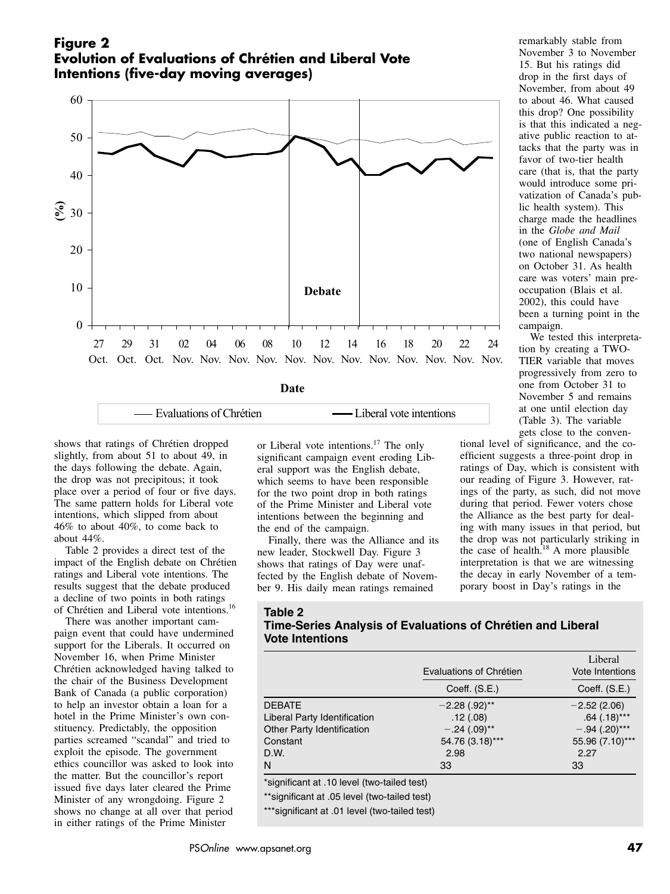**Figure 2**
**Evolution of Evaluations of Chrétien and Liberal Vote Intentions (five-day moving averages)**

remarkably stable from November 3 to November 15. But his ratings did drop in the first days of November, from about 49 to about 46. What caused this drop? One possibility is that this indicated a negative public reaction to attacks that the party was in favor of two-tier health care (that is, that the party would introduce some privatization of Canada's public health system). This charge made the headlines in the *Globe and Mail* (one of English Canada's two national newspapers) on October 31. As health care was voters' main preoccupation (Blais et al. 2002), this could have been a turning point in the campaign.

We tested this interpretation by creating a TWO-TIER variable that moves progressively from zero to one from October 31 to November 5 and remains at one until election day (Table 3). The variable gets close to the conventional level of significance, and the coefficient suggests a three-point drop in ratings of Day, which is consistent with our reading of Figure 3. However, ratings of the party, as such, did not move during that period. Fewer voters chose the Alliance as the best party for dealing with many issues in that period, but the drop was not particularly striking in the case of health.[18] A more plausible interpretation is that we are witnessing the decay in early November of a temporary boost in Day's ratings in the

shows that ratings of Chrétien dropped slightly, from about 51 to about 49, in the days following the debate. Again, the drop was not precipitous; it took place over a period of four or five days. The same pattern holds for Liberal vote intentions, which slipped from about 46% to about 40%, to come back to about 44%.

Table 2 provides a direct test of the impact of the English debate on Chrétien ratings and Liberal vote intentions. The results suggest that the debate produced a decline of two points in both ratings of Chrétien and Liberal vote intentions.[16]

There was another important campaign event that could have undermined support for the Liberals. It occurred on November 16, when Prime Minister Chrétien acknowledged having talked to the chair of the Business Development Bank of Canada (a public corporation) to help an investor obtain a loan for a hotel in the Prime Minister's own constituency. Predictably, the opposition parties screamed "scandal" and tried to exploit the episode. The government ethics councillor was asked to look into the matter. But the councillor's report issued five days later cleared the Prime Minister of any wrongdoing. Figure 2 shows no change at all over that period in either ratings of the Prime Minister or Liberal vote intentions.[17] The only significant campaign event eroding Liberal support was the English debate, which seems to have been responsible for the two point drop in both ratings of the Prime Minister and Liberal vote intentions between the beginning and the end of the campaign.

Finally, there was the Alliance and its new leader, Stockwell Day. Figure 3 shows that ratings of Day were unaffected by the English debate of November 9. His daily mean ratings remained

**Table 2**
**Time-Series Analysis of Evaluations of Chrétien and Liberal Vote Intentions**

| | Evaluations of Chrétien | Liberal Vote Intentions |
|---|---|---|
| | Coeff. (S.E.) | Coeff. (S.E.) |
| DEBATE | −2.28 (.92)** | −2.52 (2.06) |
| Liberal Party Identification | .12 (.08) | .64 (.18)*** |
| Other Party Identification | −.24 (.09)** | −.94 (.20)*** |
| Constant | 54.76 (3.18)*** | 55.96 (7.10)*** |
| D.W. | 2.98 | 2.27 |
| N | 33 | 33 |

*significant at .10 level (two-tailed test)
**significant at .05 level (two-tailed test)
***significant at .01 level (two-tailed test)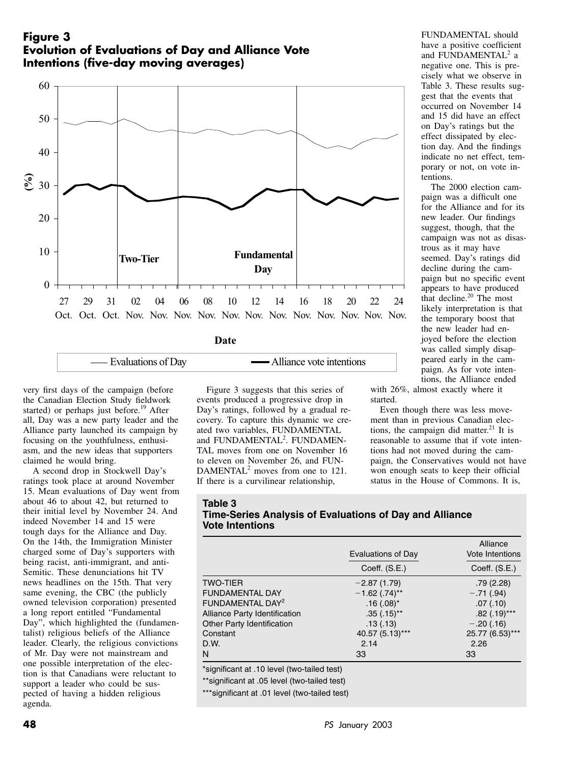## Figure 3
## Evolution of Evaluations of Day and Alliance Vote Intentions (five-day moving averages)

very first days of the campaign (before the Canadian Election Study fieldwork started) or perhaps just before.[19] After all, Day was a new party leader and the Alliance party launched its campaign by focusing on the youthfulness, enthusiasm, and the new ideas that supporters claimed he would bring.

A second drop in Stockwell Day's ratings took place at around November 15. Mean evaluations of Day went from about 46 to about 42, but returned to their initial level by November 24. And indeed November 14 and 15 were tough days for the Alliance and Day. On the 14th, the Immigration Minister charged some of Day's supporters with being racist, anti-immigrant, and anti-Semitic. These denunciations hit TV news headlines on the 15th. That very same evening, the CBC (the publicly owned television corporation) presented a long report entitled "Fundamental Day", which highlighted the (fundamentalist) religious beliefs of the Alliance leader. Clearly, the religious convictions of Mr. Day were not mainstream and one possible interpretation of the election is that Canadians were reluctant to support a leader who could be suspected of having a hidden religious agenda.

Figure 3 suggests that this series of events produced a progressive drop in Day's ratings, followed by a gradual recovery. To capture this dynamic we created two variables, FUNDAMENTAL and FUNDAMENTAL$^2$. FUNDAMENTAL moves from one on November 16 to eleven on November 26, and FUNDAMENTAL$^2$ moves from one to 121. If there is a curvilinear relationship, FUNDAMENTAL should have a positive coefficient and FUNDAMENTAL$^2$ a negative one. This is precisely what we observe in Table 3. These results suggest that the events that occurred on November 14 and 15 did have an effect on Day's ratings but the effect dissipated by election day. And the findings indicate no net effect, temporary or not, on vote intentions.

The 2000 election campaign was a difficult one for the Alliance and for its new leader. Our findings suggest, though, that the campaign was not as disastrous as it may have seemed. Day's ratings did decline during the campaign but no specific event appears to have produced that decline.[20] The most likely interpretation is that the temporary boost that the new leader had enjoyed before the election was called simply disappeared early in the campaign. As for vote intentions, the Alliance ended with 26%, almost exactly where it started.

Even though there was less movement than in previous Canadian elections, the campaign did matter.[21] It is reasonable to assume that if vote intentions had not moved during the campaign, the Conservatives would not have won enough seats to keep their official status in the House of Commons. It is,

**Table 3**
**Time-Series Analysis of Evaluations of Day and Alliance Vote Intentions**

| | Evaluations of Day | Alliance Vote Intentions |
|---|---|---|
| | Coeff. (S.E.) | Coeff. (S.E.) |
| TWO-TIER | −2.87 (1.79) | .79 (2.28) |
| FUNDAMENTAL DAY | −1.62 (.74)** | −.71 (.94) |
| FUNDAMENTAL DAY$^2$ | .16 (.08)* | .07 (.10) |
| Alliance Party Identification | .35 (.15)** | .82 (.19)*** |
| Other Party Identification | .13 (.13) | −.20 (.16) |
| Constant | 40.57 (5.13)*** | 25.77 (6.53)*** |
| D.W. | 2.14 | 2.26 |
| N | 33 | 33 |

*significant at .10 level (two-tailed test)

**significant at .05 level (two-tailed test)

***significant at .01 level (two-tailed test)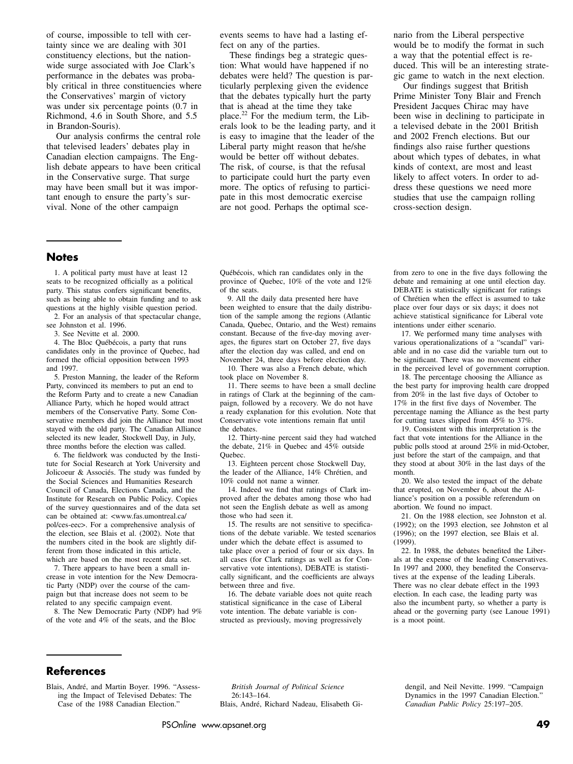of course, impossible to tell with certainty since we are dealing with 301 constituency elections, but the nationwide surge associated with Joe Clark's performance in the debates was probably critical in three constituencies where the Conservatives' margin of victory was under six percentage points (0.7 in Richmond, 4.6 in South Shore, and 5.5 in Brandon-Souris).

Our analysis confirms the central role that televised leaders' debates play in Canadian election campaigns. The English debate appears to have been critical in the Conservative surge. That surge may have been small but it was important enough to ensure the party's survival. None of the other campaign events seems to have had a lasting effect on any of the parties.

These findings beg a strategic question: What would have happened if no debates were held? The question is particularly perplexing given the evidence that the debates typically hurt the party that is ahead at the time they take place.[22] For the medium term, the Liberals look to be the leading party, and it is easy to imagine that the leader of the Liberal party might reason that he/she would be better off without debates. The risk, of course, is that the refusal to participate could hurt the party even more. The optics of refusing to participate in this most democratic exercise are not good. Perhaps the optimal scenario from the Liberal perspective would be to modify the format in such a way that the potential effect is reduced. This will be an interesting strategic game to watch in the next election.

Our findings suggest that British Prime Minister Tony Blair and French President Jacques Chirac may have been wise in declining to participate in a televised debate in the 2001 British and 2002 French elections. But our findings also raise further questions about which types of debates, in what kinds of context, are most and least likely to affect voters. In order to address these questions we need more studies that use the campaign rolling cross-section design.

## Notes

1. A political party must have at least 12 seats to be recognized officially as a political party. This status confers significant benefits, such as being able to obtain funding and to ask questions at the highly visible question period.

2. For an analysis of that spectacular change, see Johnston et al. 1996.

3. See Nevitte et al. 2000.

4. The Bloc Québécois, a party that runs candidates only in the province of Quebec, had formed the official opposition between 1993 and 1997.

5. Preston Manning, the leader of the Reform Party, convinced its members to put an end to the Reform Party and to create a new Canadian Alliance Party, which he hoped would attract members of the Conservative Party. Some Conservative members did join the Alliance but most stayed with the old party. The Canadian Alliance selected its new leader, Stockwell Day, in July, three months before the election was called.

6. The fieldwork was conducted by the Institute for Social Research at York University and Jolicoeur & Associés. The study was funded by the Social Sciences and Humanities Research Council of Canada, Elections Canada, and the Institute for Research on Public Policy. Copies of the survey questionnaires and of the data set can be obtained at: <www.fas.umontreal.ca/pol/ces-eec>. For a comprehensive analysis of the election, see Blais et al. (2002). Note that the numbers cited in the book are slightly different from those indicated in this article, which are based on the most recent data set.

7. There appears to have been a small increase in vote intention for the New Democratic Party (NDP) over the course of the campaign but that increase does not seem to be related to any specific campaign event.

8. The New Democratic Party (NDP) had 9% of the vote and 4% of the seats, and the Bloc Québécois, which ran candidates only in the province of Quebec, 10% of the vote and 12% of the seats.

9. All the daily data presented here have been weighted to ensure that the daily distribution of the sample among the regions (Atlantic Canada, Quebec, Ontario, and the West) remains constant. Because of the five-day moving averages, the figures start on October 27, five days after the election day was called, and end on November 24, three days before election day.

10. There was also a French debate, which took place on November 8.

11. There seems to have been a small decline in ratings of Clark at the beginning of the campaign, followed by a recovery. We do not have a ready explanation for this evolution. Note that Conservative vote intentions remain flat until the debates.

12. Thirty-nine percent said they had watched the debate, 21% in Quebec and 45% outside Quebec.

13. Eighteen percent chose Stockwell Day, the leader of the Alliance, 14% Chrétien, and 10% could not name a winner.

14. Indeed we find that ratings of Clark improved after the debates among those who had not seen the English debate as well as among those who had seen it.

15. The results are not sensitive to specifications of the debate variable. We tested scenarios under which the debate effect is assumed to take place over a period of four or six days. In all cases (for Clark ratings as well as for Conservative vote intentions), DEBATE is statistically significant, and the coefficients are always between three and five.

16. The debate variable does not quite reach statistical significance in the case of Liberal vote intention. The debate variable is constructed as previously, moving progressively from zero to one in the five days following the debate and remaining at one until election day. DEBATE is statistically significant for ratings of Chrétien when the effect is assumed to take place over four days or six days; it does not achieve statistical significance for Liberal vote intentions under either scenario.

17. We performed many time analyses with various operationalizations of a "scandal" variable and in no case did the variable turn out to be significant. There was no movement either in the perceived level of government corruption.

18. The percentage choosing the Alliance as the best party for improving health care dropped from 20% in the last five days of October to 17% in the first five days of November. The percentage naming the Alliance as the best party for cutting taxes slipped from 45% to 37%.

19. Consistent with this interpretation is the fact that vote intentions for the Alliance in the public polls stood at around 25% in mid-October, just before the start of the campaign, and that they stood at about 30% in the last days of the month.

20. We also tested the impact of the debate that erupted, on November 6, about the Alliance's position on a possible referendum on abortion. We found no impact.

21. On the 1988 election, see Johnston et al. (1992); on the 1993 election, see Johnston et al (1996); on the 1997 election, see Blais et al. (1999).

22. In 1988, the debates benefited the Liberals at the expense of the leading Conservatives. In 1997 and 2000, they benefited the Conservatives at the expense of the leading Liberals. There was no clear debate effect in the 1993 election. In each case, the leading party was also the incumbent party, so whether a party is ahead or the governing party (see Lanoue 1991) is a moot point.

## References

Blais, André, and Martin Boyer. 1996. "Assessing the Impact of Televised Debates: The Case of the 1988 Canadian Election." *British Journal of Political Science* 26:143–164.

Blais, André, Richard Nadeau, Elisabeth Gidengil, and Neil Nevitte. 1999. "Campaign Dynamics in the 1997 Canadian Election." *Canadian Public Policy* 25:197–205.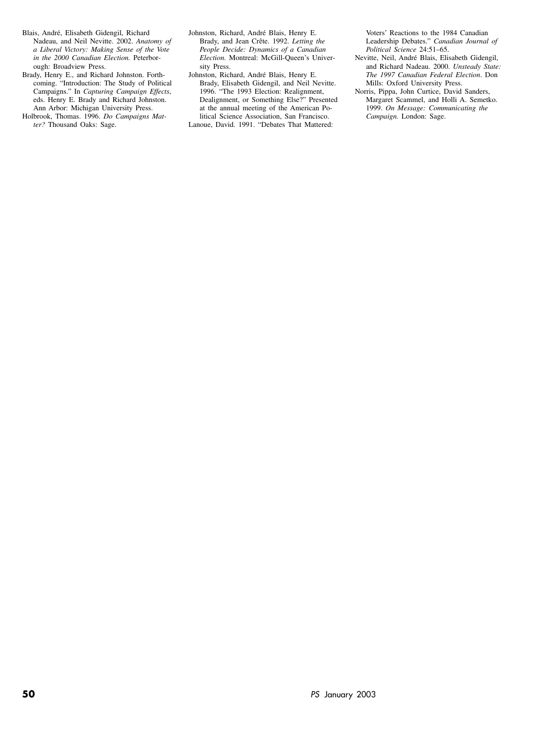Blais, André, Elisabeth Gidengil, Richard Nadeau, and Neil Nevitte. 2002. *Anatomy of a Liberal Victory: Making Sense of the Vote in the 2000 Canadian Election.* Peterborough: Broadview Press.

Brady, Henry E., and Richard Johnston. Forthcoming. "Introduction: The Study of Political Campaigns." In *Capturing Campaign Effects*, eds. Henry E. Brady and Richard Johnston. Ann Arbor: Michigan University Press.

Holbrook, Thomas. 1996. *Do Campaigns Matter?* Thousand Oaks: Sage.

Johnston, Richard, André Blais, Henry E. Brady, and Jean Crête. 1992. *Letting the People Decide: Dynamics of a Canadian Election.* Montreal: McGill-Queen's University Press.

Johnston, Richard, André Blais, Henry E. Brady, Elisabeth Gidengil, and Neil Nevitte. 1996. "The 1993 Election: Realignment, Dealignment, or Something Else?" Presented at the annual meeting of the American Political Science Association, San Francisco.

Lanoue, David. 1991. "Debates That Mattered: Voters' Reactions to the 1984 Canadian Leadership Debates." *Canadian Journal of Political Science* 24:51–65.

Nevitte, Neil, André Blais, Elisabeth Gidengil, and Richard Nadeau. 2000. *Unsteady State: The 1997 Canadian Federal Election*. Don Mills: Oxford University Press.

Norris, Pippa, John Curtice, David Sanders, Margaret Scammel, and Holli A. Semetko. 1999. *On Message: Communicating the Campaign.* London: Sage.